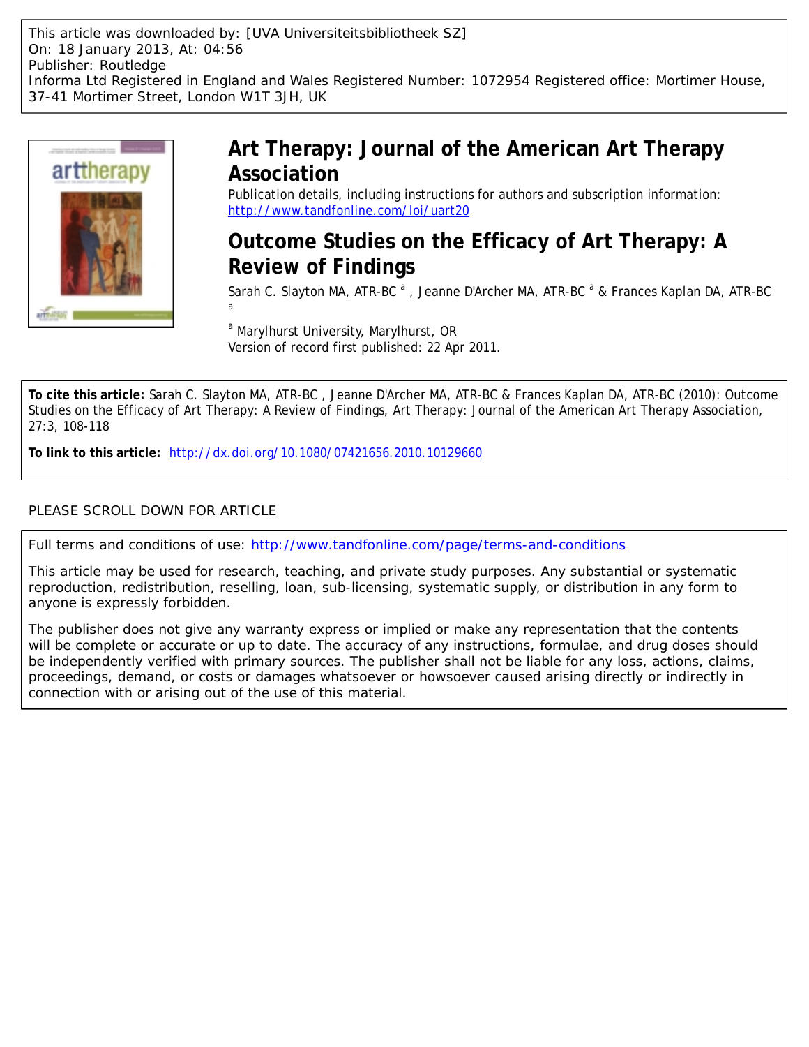This article was downloaded by: [UVA Universiteitsbibliotheek SZ]
On: 18 January 2013, At: 04:56
Publisher: Routledge
Informa Ltd Registered in England and Wales Registered Number: 1072954 Registered office: Mortimer House, 37-41 Mortimer Street, London W1T 3JH, UK

# Art Therapy: Journal of the American Art Therapy Association

Publication details, including instructions for authors and subscription information:
http://www.tandfonline.com/loi/uart20

## Outcome Studies on the Efficacy of Art Therapy: A Review of Findings

Sarah C. Slayton MA, ATR-BC [a], Jeanne D'Archer MA, ATR-BC [a] & Frances Kaplan DA, ATR-BC [a]

[a] Marylhurst University, Marylhurst, OR

Version of record first published: 22 Apr 2011.

**To cite this article:** Sarah C. Slayton MA, ATR-BC , Jeanne D'Archer MA, ATR-BC & Frances Kaplan DA, ATR-BC (2010): Outcome Studies on the Efficacy of Art Therapy: A Review of Findings, Art Therapy: Journal of the American Art Therapy Association, 27:3, 108-118

**To link to this article:** http://dx.doi.org/10.1080/07421656.2010.10129660

PLEASE SCROLL DOWN FOR ARTICLE

Full terms and conditions of use: http://www.tandfonline.com/page/terms-and-conditions

This article may be used for research, teaching, and private study purposes. Any substantial or systematic reproduction, redistribution, reselling, loan, sub-licensing, systematic supply, or distribution in any form to anyone is expressly forbidden.

The publisher does not give any warranty express or implied or make any representation that the contents will be complete or accurate or up to date. The accuracy of any instructions, formulae, and drug doses should be independently verified with primary sources. The publisher shall not be liable for any loss, actions, claims, proceedings, demand, or costs or damages whatsoever or howsoever caused arising directly or indirectly in connection with or arising out of the use of this material.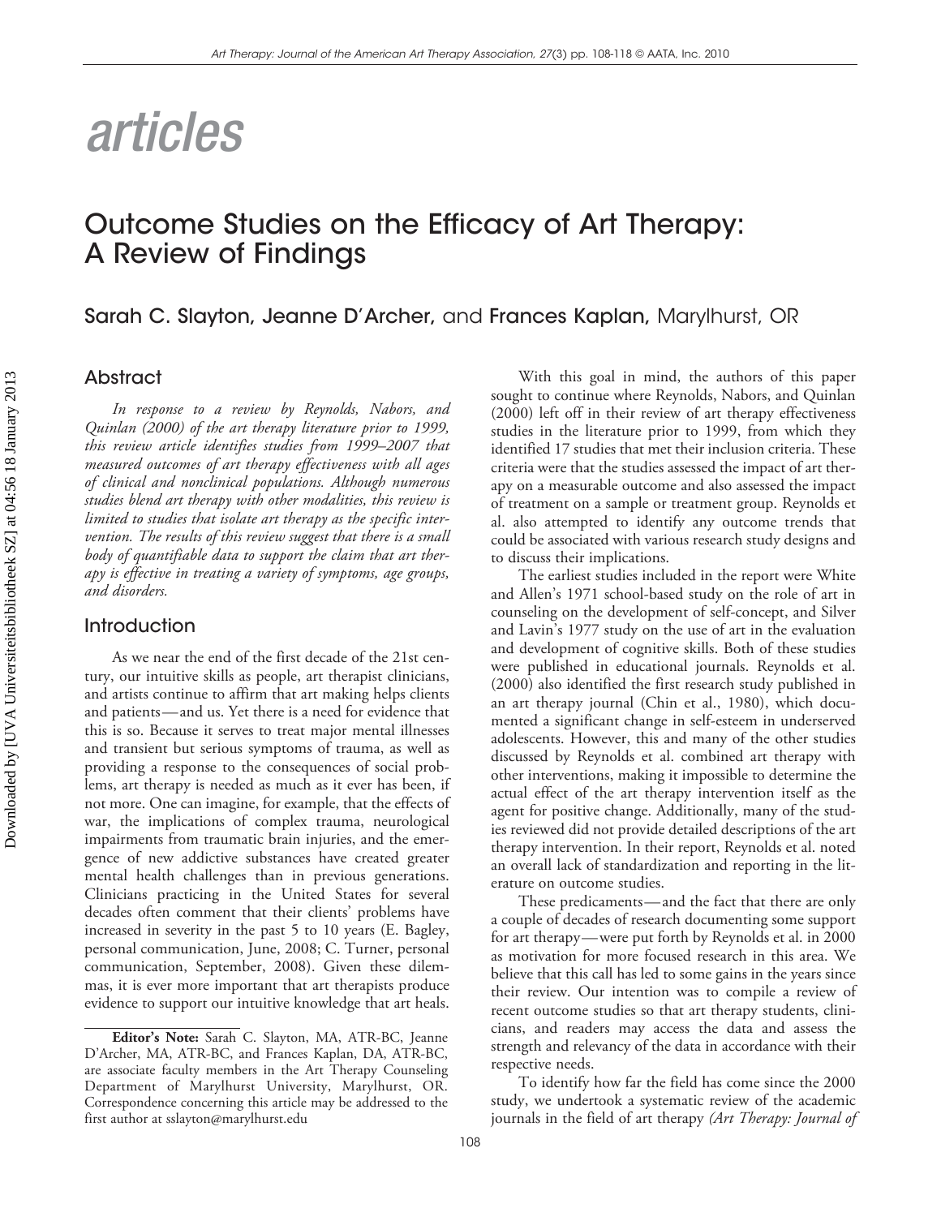articles

# Outcome Studies on the Efficacy of Art Therapy: A Review of Findings

**Sarah C. Slayton, Jeanne D'Archer,** and **Frances Kaplan,** Marylhurst, OR

## Abstract

*In response to a review by Reynolds, Nabors, and Quinlan (2000) of the art therapy literature prior to 1999, this review article identifies studies from 1999–2007 that measured outcomes of art therapy effectiveness with all ages of clinical and nonclinical populations. Although numerous studies blend art therapy with other modalities, this review is limited to studies that isolate art therapy as the specific intervention. The results of this review suggest that there is a small body of quantifiable data to support the claim that art therapy is effective in treating a variety of symptoms, age groups, and disorders.*

## Introduction

As we near the end of the first decade of the 21st century, our intuitive skills as people, art therapist clinicians, and artists continue to affirm that art making helps clients and patients—and us. Yet there is a need for evidence that this is so. Because it serves to treat major mental illnesses and transient but serious symptoms of trauma, as well as providing a response to the consequences of social problems, art therapy is needed as much as it ever has been, if not more. One can imagine, for example, that the effects of war, the implications of complex trauma, neurological impairments from traumatic brain injuries, and the emergence of new addictive substances have created greater mental health challenges than in previous generations. Clinicians practicing in the United States for several decades often comment that their clients' problems have increased in severity in the past 5 to 10 years (E. Bagley, personal communication, June, 2008; C. Turner, personal communication, September, 2008). Given these dilemmas, it is ever more important that art therapists produce evidence to support our intuitive knowledge that art heals.

With this goal in mind, the authors of this paper sought to continue where Reynolds, Nabors, and Quinlan (2000) left off in their review of art therapy effectiveness studies in the literature prior to 1999, from which they identified 17 studies that met their inclusion criteria. These criteria were that the studies assessed the impact of art therapy on a measurable outcome and also assessed the impact of treatment on a sample or treatment group. Reynolds et al. also attempted to identify any outcome trends that could be associated with various research study designs and to discuss their implications.

The earliest studies included in the report were White and Allen's 1971 school-based study on the role of art in counseling on the development of self-concept, and Silver and Lavin's 1977 study on the use of art in the evaluation and development of cognitive skills. Both of these studies were published in educational journals. Reynolds et al. (2000) also identified the first research study published in an art therapy journal (Chin et al., 1980), which documented a significant change in self-esteem in underserved adolescents. However, this and many of the other studies discussed by Reynolds et al. combined art therapy with other interventions, making it impossible to determine the actual effect of the art therapy intervention itself as the agent for positive change. Additionally, many of the studies reviewed did not provide detailed descriptions of the art therapy intervention. In their report, Reynolds et al. noted an overall lack of standardization and reporting in the literature on outcome studies.

These predicaments—and the fact that there are only a couple of decades of research documenting some support for art therapy—were put forth by Reynolds et al. in 2000 as motivation for more focused research in this area. We believe that this call has led to some gains in the years since their review. Our intention was to compile a review of recent outcome studies so that art therapy students, clinicians, and readers may access the data and assess the strength and relevancy of the data in accordance with their respective needs.

To identify how far the field has come since the 2000 study, we undertook a systematic review of the academic journals in the field of art therapy *(Art Therapy: Journal of*

**Editor's Note:** Sarah C. Slayton, MA, ATR-BC, Jeanne D'Archer, MA, ATR-BC, and Frances Kaplan, DA, ATR-BC, are associate faculty members in the Art Therapy Counseling Department of Marylhurst University, Marylhurst, OR. Correspondence concerning this article may be addressed to the first author at sslayton@marylhurst.edu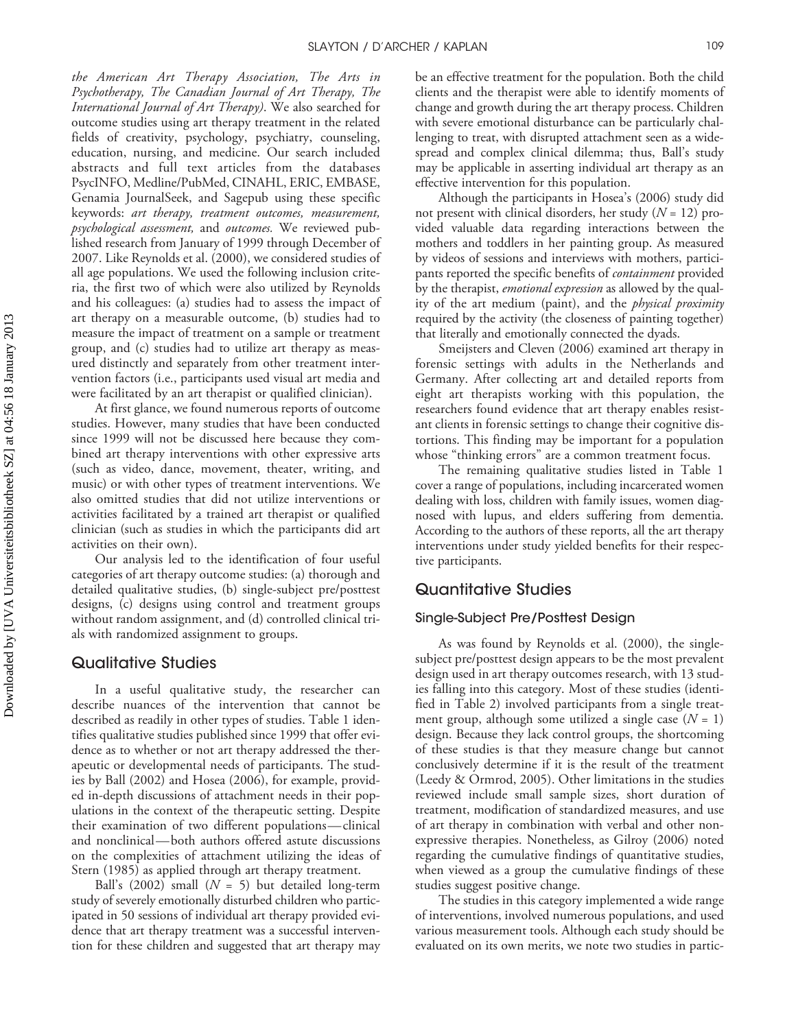*the American Art Therapy Association, The Arts in Psychotherapy, The Canadian Journal of Art Therapy, The International Journal of Art Therapy)*. We also searched for outcome studies using art therapy treatment in the related fields of creativity, psychology, psychiatry, counseling, education, nursing, and medicine. Our search included abstracts and full text articles from the databases PsycINFO, Medline/PubMed, CINAHL, ERIC, EMBASE, Genamia JournalSeek, and Sagepub using these specific keywords: *art therapy, treatment outcomes, measurement, psychological assessment,* and *outcomes.* We reviewed published research from January of 1999 through December of 2007. Like Reynolds et al. (2000), we considered studies of all age populations. We used the following inclusion criteria, the first two of which were also utilized by Reynolds and his colleagues: (a) studies had to assess the impact of art therapy on a measurable outcome, (b) studies had to measure the impact of treatment on a sample or treatment group, and (c) studies had to utilize art therapy as measured distinctly and separately from other treatment intervention factors (i.e., participants used visual art media and were facilitated by an art therapist or qualified clinician).

At first glance, we found numerous reports of outcome studies. However, many studies that have been conducted since 1999 will not be discussed here because they combined art therapy interventions with other expressive arts (such as video, dance, movement, theater, writing, and music) or with other types of treatment interventions. We also omitted studies that did not utilize interventions or activities facilitated by a trained art therapist or qualified clinician (such as studies in which the participants did art activities on their own).

Our analysis led to the identification of four useful categories of art therapy outcome studies: (a) thorough and detailed qualitative studies, (b) single-subject pre/posttest designs, (c) designs using control and treatment groups without random assignment, and (d) controlled clinical trials with randomized assignment to groups.

## Qualitative Studies

In a useful qualitative study, the researcher can describe nuances of the intervention that cannot be described as readily in other types of studies. Table 1 identifies qualitative studies published since 1999 that offer evidence as to whether or not art therapy addressed the therapeutic or developmental needs of participants. The studies by Ball (2002) and Hosea (2006), for example, provided in-depth discussions of attachment needs in their populations in the context of the therapeutic setting. Despite their examination of two different populations—clinical and nonclinical—both authors offered astute discussions on the complexities of attachment utilizing the ideas of Stern (1985) as applied through art therapy treatment.

Ball's (2002) small ($N$ = 5) but detailed long-term study of severely emotionally disturbed children who participated in 50 sessions of individual art therapy provided evidence that art therapy treatment was a successful intervention for these children and suggested that art therapy may be an effective treatment for the population. Both the child clients and the therapist were able to identify moments of change and growth during the art therapy process. Children with severe emotional disturbance can be particularly challenging to treat, with disrupted attachment seen as a widespread and complex clinical dilemma; thus, Ball's study may be applicable in asserting individual art therapy as an effective intervention for this population.

Although the participants in Hosea's (2006) study did not present with clinical disorders, her study ($N$ = 12) provided valuable data regarding interactions between the mothers and toddlers in her painting group. As measured by videos of sessions and interviews with mothers, participants reported the specific benefits of *containment* provided by the therapist, *emotional expression* as allowed by the quality of the art medium (paint), and the *physical proximity* required by the activity (the closeness of painting together) that literally and emotionally connected the dyads.

Smeijsters and Cleven (2006) examined art therapy in forensic settings with adults in the Netherlands and Germany. After collecting art and detailed reports from eight art therapists working with this population, the researchers found evidence that art therapy enables resistant clients in forensic settings to change their cognitive distortions. This finding may be important for a population whose "thinking errors" are a common treatment focus.

The remaining qualitative studies listed in Table 1 cover a range of populations, including incarcerated women dealing with loss, children with family issues, women diagnosed with lupus, and elders suffering from dementia. According to the authors of these reports, all the art therapy interventions under study yielded benefits for their respective participants.

## Quantitative Studies

### Single-Subject Pre/Posttest Design

As was found by Reynolds et al. (2000), the single-subject pre/posttest design appears to be the most prevalent design used in art therapy outcomes research, with 13 studies falling into this category. Most of these studies (identified in Table 2) involved participants from a single treatment group, although some utilized a single case ($N$ = 1) design. Because they lack control groups, the shortcoming of these studies is that they measure change but cannot conclusively determine if it is the result of the treatment (Leedy & Ormrod, 2005). Other limitations in the studies reviewed include small sample sizes, short duration of treatment, modification of standardized measures, and use of art therapy in combination with verbal and other nonexpressive therapies. Nonetheless, as Gilroy (2006) noted regarding the cumulative findings of quantitative studies, when viewed as a group the cumulative findings of these studies suggest positive change.

The studies in this category implemented a wide range of interventions, involved numerous populations, and used various measurement tools. Although each study should be evaluated on its own merits, we note two studies in partic-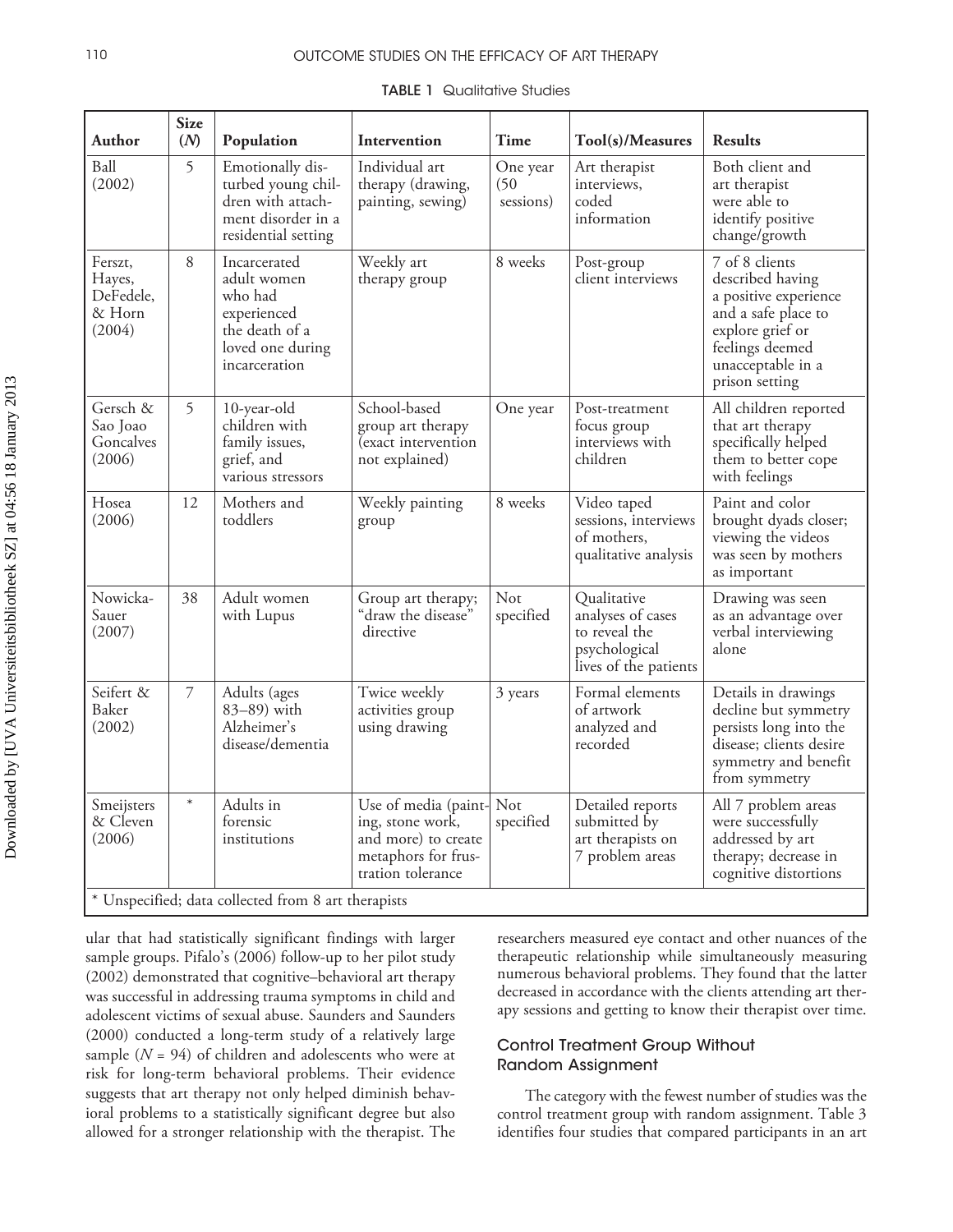**TABLE 1** Qualitative Studies

| Author | Size (*N*) | Population | Intervention | Time | Tool(s)/Measures | Results |
|---|---|---|---|---|---|---|
| Ball (2002) | 5 | Emotionally disturbed young children with attachment disorder in a residential setting | Individual art therapy (drawing, painting, sewing) | One year (50 sessions) | Art therapist interviews, coded information | Both client and art therapist were able to identify positive change/growth |
| Ferszt, Hayes, DeFedele, & Horn (2004) | 8 | Incarcerated adult women who had experienced the death of a loved one during incarceration | Weekly art therapy group | 8 weeks | Post-group client interviews | 7 of 8 clients described having a positive experience and a safe place to explore grief or feelings deemed unacceptable in a prison setting |
| Gersch & Sao Joao Goncalves (2006) | 5 | 10-year-old children with family issues, grief, and various stressors | School-based group art therapy (exact intervention not explained) | One year | Post-treatment focus group interviews with children | All children reported that art therapy specifically helped them to better cope with feelings |
| Hosea (2006) | 12 | Mothers and toddlers | Weekly painting group | 8 weeks | Video taped sessions, interviews of mothers, qualitative analysis | Paint and color brought dyads closer; viewing the videos was seen by mothers as important |
| Nowicka-Sauer (2007) | 38 | Adult women with Lupus | Group art therapy; "draw the disease" directive | Not specified | Qualitative analyses of cases to reveal the psychological lives of the patients | Drawing was seen as an advantage over verbal interviewing alone |
| Seifert & Baker (2002) | 7 | Adults (ages 83–89) with Alzheimer's disease/dementia | Twice weekly activities group using drawing | 3 years | Formal elements of artwork analyzed and recorded | Details in drawings decline but symmetry persists long into the disease; clients desire symmetry and benefit from symmetry |
| Smeijsters & Cleven (2006) | * | Adults in forensic institutions | Use of media (painting, stone work, and more) to create metaphors for frustration tolerance | Not specified | Detailed reports submitted by art therapists on 7 problem areas | All 7 problem areas were successfully addressed by art therapy; decrease in cognitive distortions |

\* Unspecified; data collected from 8 art therapists

ular that had statistically significant findings with larger sample groups. Pifalo's (2006) follow-up to her pilot study (2002) demonstrated that cognitive–behavioral art therapy was successful in addressing trauma symptoms in child and adolescent victims of sexual abuse. Saunders and Saunders (2000) conducted a long-term study of a relatively large sample (*N* = 94) of children and adolescents who were at risk for long-term behavioral problems. Their evidence suggests that art therapy not only helped diminish behavioral problems to a statistically significant degree but also allowed for a stronger relationship with the therapist. The researchers measured eye contact and other nuances of the therapeutic relationship while simultaneously measuring numerous behavioral problems. They found that the latter decreased in accordance with the clients attending art therapy sessions and getting to know their therapist over time.

## Control Treatment Group Without Random Assignment

The category with the fewest number of studies was the control treatment group with random assignment. Table 3 identifies four studies that compared participants in an art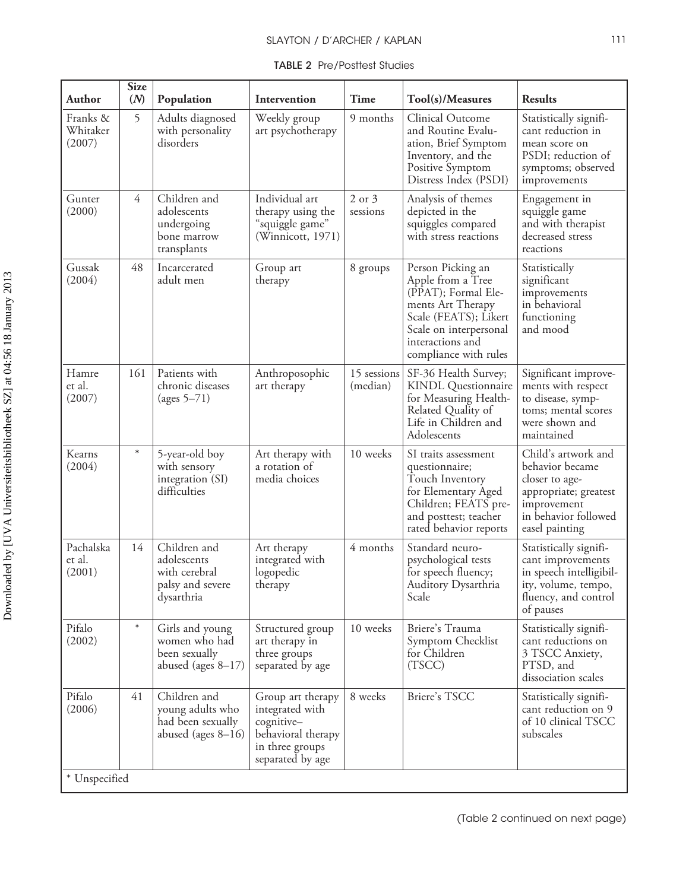**TABLE 2** Pre/Posttest Studies

| Author | Size (*N*) | Population | Intervention | Time | Tool(s)/Measures | Results |
|---|---|---|---|---|---|---|
| Franks & Whitaker (2007) | 5 | Adults diagnosed with personality disorders | Weekly group art psychotherapy | 9 months | Clinical Outcome and Routine Evaluation, Brief Symptom Inventory, and the Positive Symptom Distress Index (PSDI) | Statistically significant reduction in mean score on PSDI; reduction of symptoms; observed improvements |
| Gunter (2000) | 4 | Children and adolescents undergoing bone marrow transplants | Individual art therapy using the "squiggle game" (Winnicott, 1971) | 2 or 3 sessions | Analysis of themes depicted in the squiggles compared with stress reactions | Engagement in squiggle game and with therapist decreased stress reactions |
| Gussak (2004) | 48 | Incarcerated adult men | Group art therapy | 8 groups | Person Picking an Apple from a Tree (PPAT); Formal Elements Art Therapy Scale (FEATS); Likert Scale on interpersonal interactions and compliance with rules | Statistically significant improvements in behavioral functioning and mood |
| Hamre et al. (2007) | 161 | Patients with chronic diseases (ages 5–71) | Anthroposophic art therapy | 15 sessions (median) | SF-36 Health Survey; KINDL Questionnaire for Measuring Health-Related Quality of Life in Children and Adolescents | Significant improvements with respect to disease, symptoms; mental scores were shown and maintained |
| Kearns (2004) | * | 5-year-old boy with sensory integration (SI) difficulties | Art therapy with a rotation of media choices | 10 weeks | SI traits assessment questionnaire; Touch Inventory for Elementary Aged Children; FEATS pre- and posttest; teacher rated behavior reports | Child's artwork and behavior became closer to age-appropriate; greatest improvement in behavior followed easel painting |
| Pachalska et al. (2001) | 14 | Children and adolescents with cerebral palsy and severe dysarthria | Art therapy integrated with logopedic therapy | 4 months | Standard neuropsychological tests for speech fluency; Auditory Dysarthria Scale | Statistically significant improvements in speech intelligibility, volume, tempo, fluency, and control of pauses |
| Pifalo (2002) | * | Girls and young women who had been sexually abused (ages 8–17) | Structured group art therapy in three groups separated by age | 10 weeks | Briere's Trauma Symptom Checklist for Children (TSCC) | Statistically significant reductions on 3 TSCC Anxiety, PTSD, and dissociation scales |
| Pifalo (2006) | 41 | Children and young adults who had been sexually abused (ages 8–16) | Group art therapy integrated with cognitive–behavioral therapy in three groups separated by age | 8 weeks | Briere's TSCC | Statistically significant reduction on 9 of 10 clinical TSCC subscales |

\* Unspecified

(Table 2 continued on next page)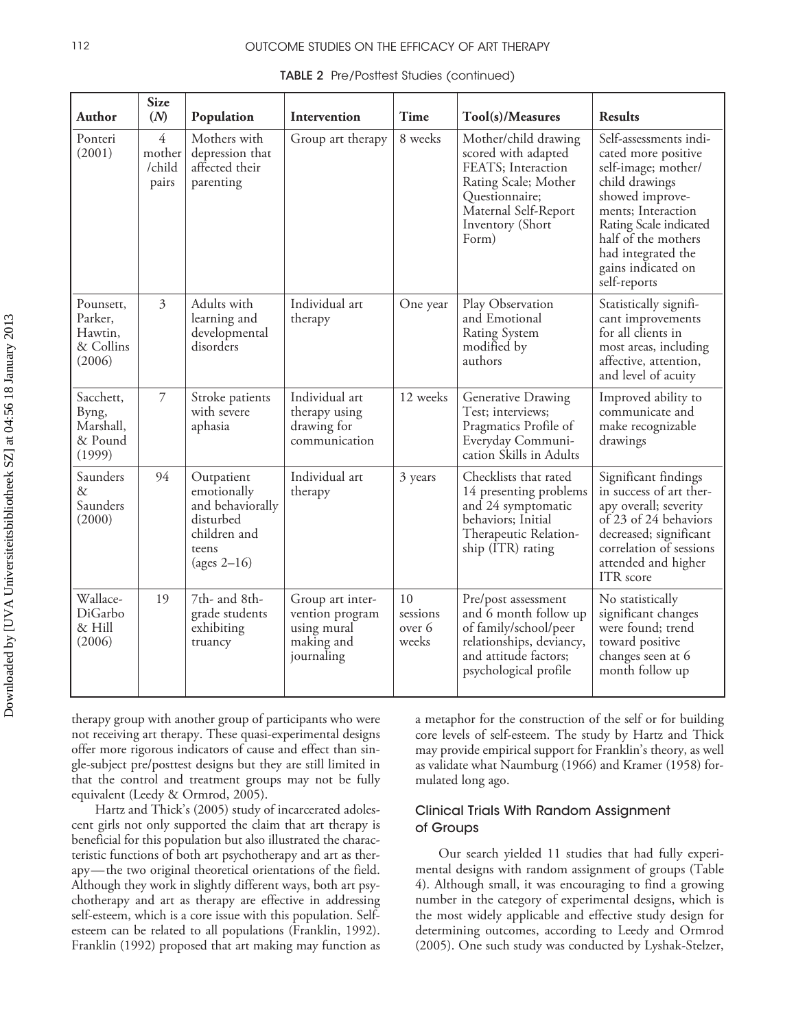TABLE 2 Pre/Posttest Studies (continued)

| Author | Size (N) | Population | Intervention | Time | Tool(s)/Measures | Results |
|---|---|---|---|---|---|---|
| Ponteri (2001) | 4 mother/child pairs | Mothers with depression that affected their parenting | Group art therapy | 8 weeks | Mother/child drawing scored with adapted FEATS; Interaction Rating Scale; Mother Questionnaire; Maternal Self-Report Inventory (Short Form) | Self-assessments indicated more positive self-image; mother/child drawings showed improvements; Interaction Rating Scale indicated half of the mothers had integrated the gains indicated on self-reports |
| Pounsett, Parker, Hawtin, & Collins (2006) | 3 | Adults with learning and developmental disorders | Individual art therapy | One year | Play Observation and Emotional Rating System modified by authors | Statistically significant improvements for all clients in most areas, including affective, attention, and level of acuity |
| Sacchett, Byng, Marshall, & Pound (1999) | 7 | Stroke patients with severe aphasia | Individual art therapy using drawing for communication | 12 weeks | Generative Drawing Test; interviews; Pragmatics Profile of Everyday Communication Skills in Adults | Improved ability to communicate and make recognizable drawings |
| Saunders & Saunders (2000) | 94 | Outpatient emotionally and behaviorally disturbed children and teens (ages 2–16) | Individual art therapy | 3 years | Checklists that rated 14 presenting problems and 24 symptomatic behaviors; Initial Therapeutic Relationship (ITR) rating | Significant findings in success of art therapy overall; severity of 23 of 24 behaviors decreased; significant correlation of sessions attended and higher ITR score |
| Wallace-DiGarbo & Hill (2006) | 19 | 7th- and 8th-grade students exhibiting truancy | Group art intervention program using mural making and journaling | 10 sessions over 6 weeks | Pre/post assessment and 6 month follow up of family/school/peer relationships, deviancy, and attitude factors; psychological profile | No statistically significant changes were found; trend toward positive changes seen at 6 month follow up |

therapy group with another group of participants who were not receiving art therapy. These quasi-experimental designs offer more rigorous indicators of cause and effect than single-subject pre/posttest designs but they are still limited in that the control and treatment groups may not be fully equivalent (Leedy & Ormrod, 2005).

Hartz and Thick's (2005) study of incarcerated adolescent girls not only supported the claim that art therapy is beneficial for this population but also illustrated the characteristic functions of both art psychotherapy and art as therapy—the two original theoretical orientations of the field. Although they work in slightly different ways, both art psychotherapy and art as therapy are effective in addressing self-esteem, which is a core issue with this population. Self-esteem can be related to all populations (Franklin, 1992). Franklin (1992) proposed that art making may function as a metaphor for the construction of the self or for building core levels of self-esteem. The study by Hartz and Thick may provide empirical support for Franklin's theory, as well as validate what Naumburg (1966) and Kramer (1958) formulated long ago.

## Clinical Trials With Random Assignment of Groups

Our search yielded 11 studies that had fully experimental designs with random assignment of groups (Table 4). Although small, it was encouraging to find a growing number in the category of experimental designs, which is the most widely applicable and effective study design for determining outcomes, according to Leedy and Ormrod (2005). One such study was conducted by Lyshak-Stelzer,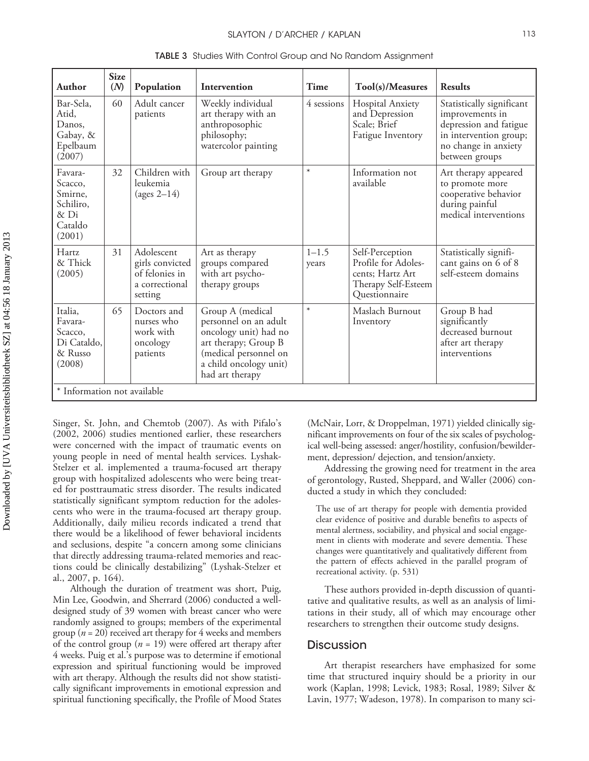**TABLE 3** Studies With Control Group and No Random Assignment

| Author | Size (*N*) | Population | Intervention | Time | Tool(s)/Measures | Results |
|---|---|---|---|---|---|---|
| Bar-Sela, Atid, Danos, Gabay, & Epelbaum (2007) | 60 | Adult cancer patients | Weekly individual art therapy with an anthroposophic philosophy; watercolor painting | 4 sessions | Hospital Anxiety and Depression Scale; Brief Fatigue Inventory | Statistically significant improvements in depression and fatigue in intervention group; no change in anxiety between groups |
| Favara-Scacco, Smirne, Schiliro, & Di Cataldo (2001) | 32 | Children with leukemia (ages 2–14) | Group art therapy | * | Information not available | Art therapy appeared to promote more cooperative behavior during painful medical interventions |
| Hartz & Thick (2005) | 31 | Adolescent girls convicted of felonies in a correctional setting | Art as therapy groups compared with art psychotherapy groups | 1–1.5 years | Self-Perception Profile for Adolescents; Hartz Art Therapy Self-Esteem Questionnaire | Statistically significant gains on 6 of 8 self-esteem domains |
| Italia, Favara-Scacco, Di Cataldo, & Russo (2008) | 65 | Doctors and nurses who work with oncology patients | Group A (medical personnel on an adult oncology unit) had no art therapy; Group B (medical personnel on a child oncology unit) had art therapy | * | Maslach Burnout Inventory | Group B had significantly decreased burnout after art therapy interventions |

\* Information not available

Singer, St. John, and Chemtob (2007). As with Pifalo's (2002, 2006) studies mentioned earlier, these researchers were concerned with the impact of traumatic events on young people in need of mental health services. Lyshak-Stelzer et al. implemented a trauma-focused art therapy group with hospitalized adolescents who were being treated for posttraumatic stress disorder. The results indicated statistically significant symptom reduction for the adolescents who were in the trauma-focused art therapy group. Additionally, daily milieu records indicated a trend that there would be a likelihood of fewer behavioral incidents and seclusions, despite "a concern among some clinicians that directly addressing trauma-related memories and reactions could be clinically destabilizing" (Lyshak-Stelzer et al., 2007, p. 164).

Although the duration of treatment was short, Puig, Min Lee, Goodwin, and Sherrard (2006) conducted a well-designed study of 39 women with breast cancer who were randomly assigned to groups; members of the experimental group ($n = 20$) received art therapy for 4 weeks and members of the control group ($n = 19$) were offered art therapy after 4 weeks. Puig et al.'s purpose was to determine if emotional expression and spiritual functioning would be improved with art therapy. Although the results did not show statistically significant improvements in emotional expression and spiritual functioning specifically, the Profile of Mood States (McNair, Lorr, & Droppelman, 1971) yielded clinically significant improvements on four of the six scales of psychological well-being assessed: anger/hostility, confusion/bewilderment, depression/ dejection, and tension/anxiety.

Addressing the growing need for treatment in the area of gerontology, Rusted, Sheppard, and Waller (2006) conducted a study in which they concluded:

> The use of art therapy for people with dementia provided clear evidence of positive and durable benefits to aspects of mental alertness, sociability, and physical and social engagement in clients with moderate and severe dementia. These changes were quantitatively and qualitatively different from the pattern of effects achieved in the parallel program of recreational activity. (p. 531)

These authors provided in-depth discussion of quantitative and qualitative results, as well as an analysis of limitations in their study, all of which may encourage other researchers to strengthen their outcome study designs.

## Discussion

Art therapist researchers have emphasized for some time that structured inquiry should be a priority in our work (Kaplan, 1998; Levick, 1983; Rosal, 1989; Silver & Lavin, 1977; Wadeson, 1978). In comparison to many sci-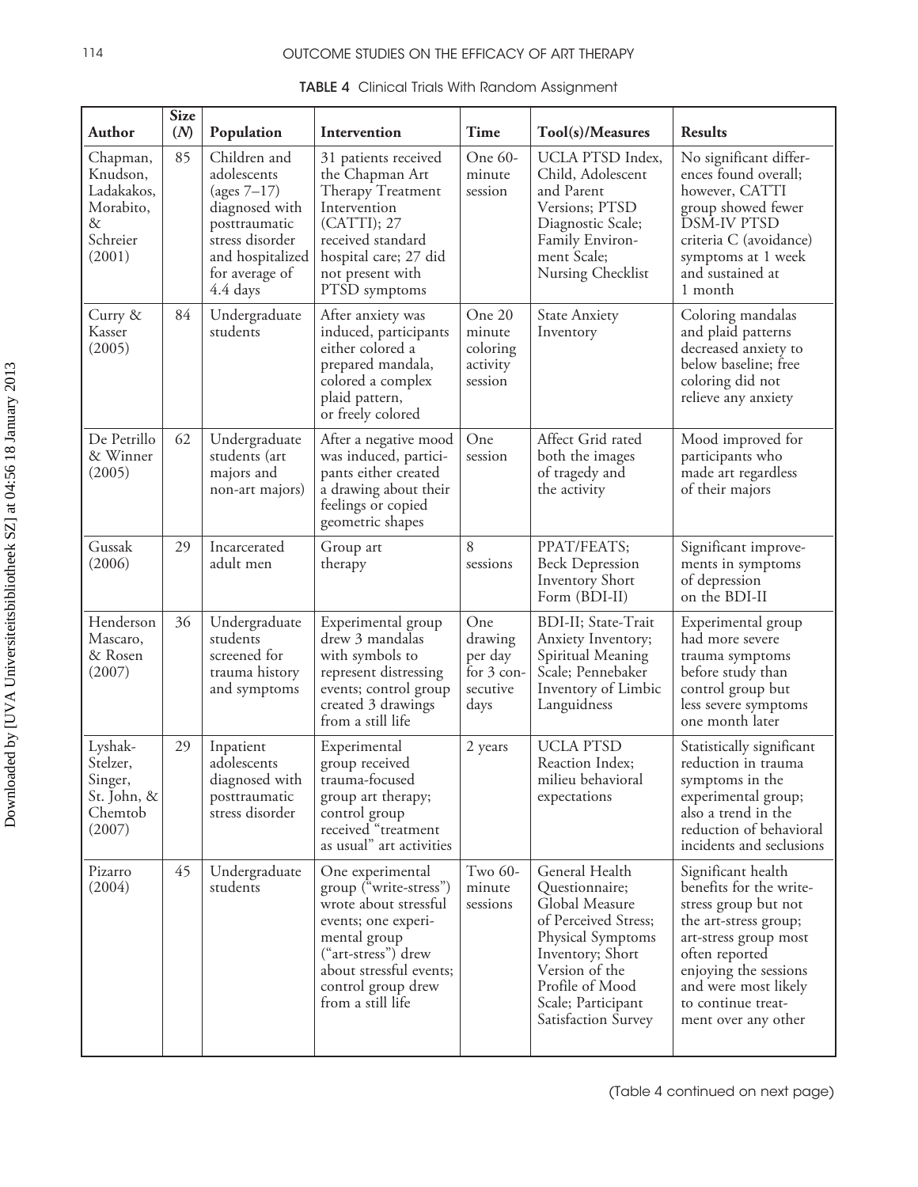**TABLE 4** Clinical Trials With Random Assignment

| Author | Size (*N*) | Population | Intervention | Time | Tool(s)/Measures | Results |
|---|---|---|---|---|---|---|
| Chapman, Knudson, Ladakakos, Morabito, & Schreier (2001) | 85 | Children and adolescents (ages 7–17) diagnosed with posttraumatic stress disorder and hospitalized for average of 4.4 days | 31 patients received the Chapman Art Therapy Treatment Intervention (CATTI); 27 received standard hospital care; 27 did not present with PTSD symptoms | One 60-minute session | UCLA PTSD Index, Child, Adolescent and Parent Versions; PTSD Diagnostic Scale; Family Environment Scale; Nursing Checklist | No significant differences found overall; however, CATTI group showed fewer DSM-IV PTSD criteria C (avoidance) symptoms at 1 week and sustained at 1 month |
| Curry & Kasser (2005) | 84 | Undergraduate students | After anxiety was induced, participants either colored a prepared mandala, colored a complex plaid pattern, or freely colored | One 20 minute coloring activity session | State Anxiety Inventory | Coloring mandalas and plaid patterns decreased anxiety to below baseline; free coloring did not relieve any anxiety |
| De Petrillo & Winner (2005) | 62 | Undergraduate students (art majors and non-art majors) | After a negative mood was induced, participants either created a drawing about their feelings or copied geometric shapes | One session | Affect Grid rated both the images of tragedy and the activity | Mood improved for participants who made art regardless of their majors |
| Gussak (2006) | 29 | Incarcerated adult men | Group art therapy | 8 sessions | PPAT/FEATS; Beck Depression Inventory Short Form (BDI-II) | Significant improvements in symptoms of depression on the BDI-II |
| Henderson Mascaro, & Rosen (2007) | 36 | Undergraduate students screened for trauma history and symptoms | Experimental group drew 3 mandalas with symbols to represent distressing events; control group created 3 drawings from a still life | One drawing per day for 3 consecutive days | BDI-II; State-Trait Anxiety Inventory; Spiritual Meaning Scale; Pennebaker Inventory of Limbic Languidness | Experimental group had more severe trauma symptoms before study than control group but less severe symptoms one month later |
| Lyshak-Stelzer, Singer, St. John, & Chemtob (2007) | 29 | Inpatient adolescents diagnosed with posttraumatic stress disorder | Experimental group received trauma-focused group art therapy; control group received "treatment as usual" art activities | 2 years | UCLA PTSD Reaction Index; milieu behavioral expectations | Statistically significant reduction in trauma symptoms in the experimental group; also a trend in the reduction of behavioral incidents and seclusions |
| Pizarro (2004) | 45 | Undergraduate students | One experimental group ("write-stress") wrote about stressful events; one experimental group ("art-stress") drew about stressful events; control group drew from a still life | Two 60-minute sessions | General Health Questionnaire; Global Measure of Perceived Stress; Physical Symptoms Inventory; Short Version of the Profile of Mood Scale; Participant Satisfaction Survey | Significant health benefits for the write-stress group but not the art-stress group; art-stress group most often reported enjoying the sessions and were most likely to continue treatment over any other |

(Table 4 continued on next page)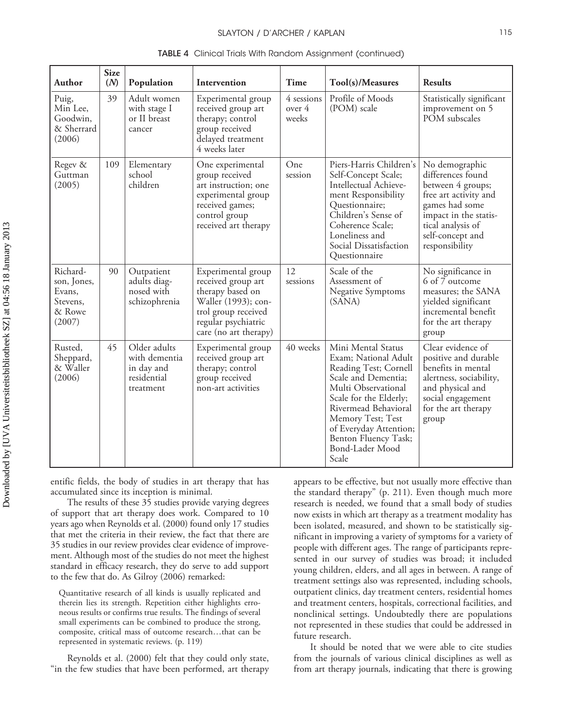**TABLE 4** Clinical Trials With Random Assignment (continued)

| Author | Size (*N*) | Population | Intervention | Time | Tool(s)/Measures | Results |
|---|---|---|---|---|---|---|
| Puig, Min Lee, Goodwin, & Sherrard (2006) | 39 | Adult women with stage I or II breast cancer | Experimental group received group art therapy; control group received delayed treatment 4 weeks later | 4 sessions over 4 weeks | Profile of Moods (POM) scale | Statistically significant improvement on 5 POM subscales |
| Regev & Guttman (2005) | 109 | Elementary school children | One experimental group received art instruction; one experimental group received games; control group received art therapy | One session | Piers-Harris Children's Self-Concept Scale; Intellectual Achievement Responsibility Questionnaire; Children's Sense of Coherence Scale; Loneliness and Social Dissatisfaction Questionnaire | No demographic differences found between 4 groups; free art activity and games had some impact in the statistical analysis of self-concept and responsibility |
| Richardson, Jones, Evans, Stevens, & Rowe (2007) | 90 | Outpatient adults diagnosed with schizophrenia | Experimental group received group art therapy based on Waller (1993); control group received regular psychiatric care (no art therapy) | 12 sessions | Scale of the Assessment of Negative Symptoms (SANA) | No significance in 6 of 7 outcome measures; the SANA yielded significant incremental benefit for the art therapy group |
| Rusted, Sheppard, & Waller (2006) | 45 | Older adults with dementia in day and residential treatment | Experimental group received group art therapy; control group received non-art activities | 40 weeks | Mini Mental Status Exam; National Adult Reading Test; Cornell Scale and Dementia; Multi Observational Scale for the Elderly; Rivermead Behavioral Memory Test; Test of Everyday Attention; Benton Fluency Task; Bond-Lader Mood Scale | Clear evidence of positive and durable benefits in mental alertness, sociability, and physical and social engagement for the art therapy group |

entific fields, the body of studies in art therapy that has accumulated since its inception is minimal.

The results of these 35 studies provide varying degrees of support that art therapy does work. Compared to 10 years ago when Reynolds et al. (2000) found only 17 studies that met the criteria in their review, the fact that there are 35 studies in our review provides clear evidence of improvement. Although most of the studies do not meet the highest standard in efficacy research, they do serve to add support to the few that do. As Gilroy (2006) remarked:

> Quantitative research of all kinds is usually replicated and therein lies its strength. Repetition either highlights erroneous results or confirms true results. The findings of several small experiments can be combined to produce the strong, composite, critical mass of outcome research…that can be represented in systematic reviews. (p. 119)

Reynolds et al. (2000) felt that they could only state, "in the few studies that have been performed, art therapy appears to be effective, but not usually more effective than the standard therapy" (p. 211). Even though much more research is needed, we found that a small body of studies now exists in which art therapy as a treatment modality has been isolated, measured, and shown to be statistically significant in improving a variety of symptoms for a variety of people with different ages. The range of participants represented in our survey of studies was broad; it included young children, elders, and all ages in between. A range of treatment settings also was represented, including schools, outpatient clinics, day treatment centers, residential homes and treatment centers, hospitals, correctional facilities, and nonclinical settings. Undoubtedly there are populations not represented in these studies that could be addressed in future research.

It should be noted that we were able to cite studies from the journals of various clinical disciplines as well as from art therapy journals, indicating that there is growing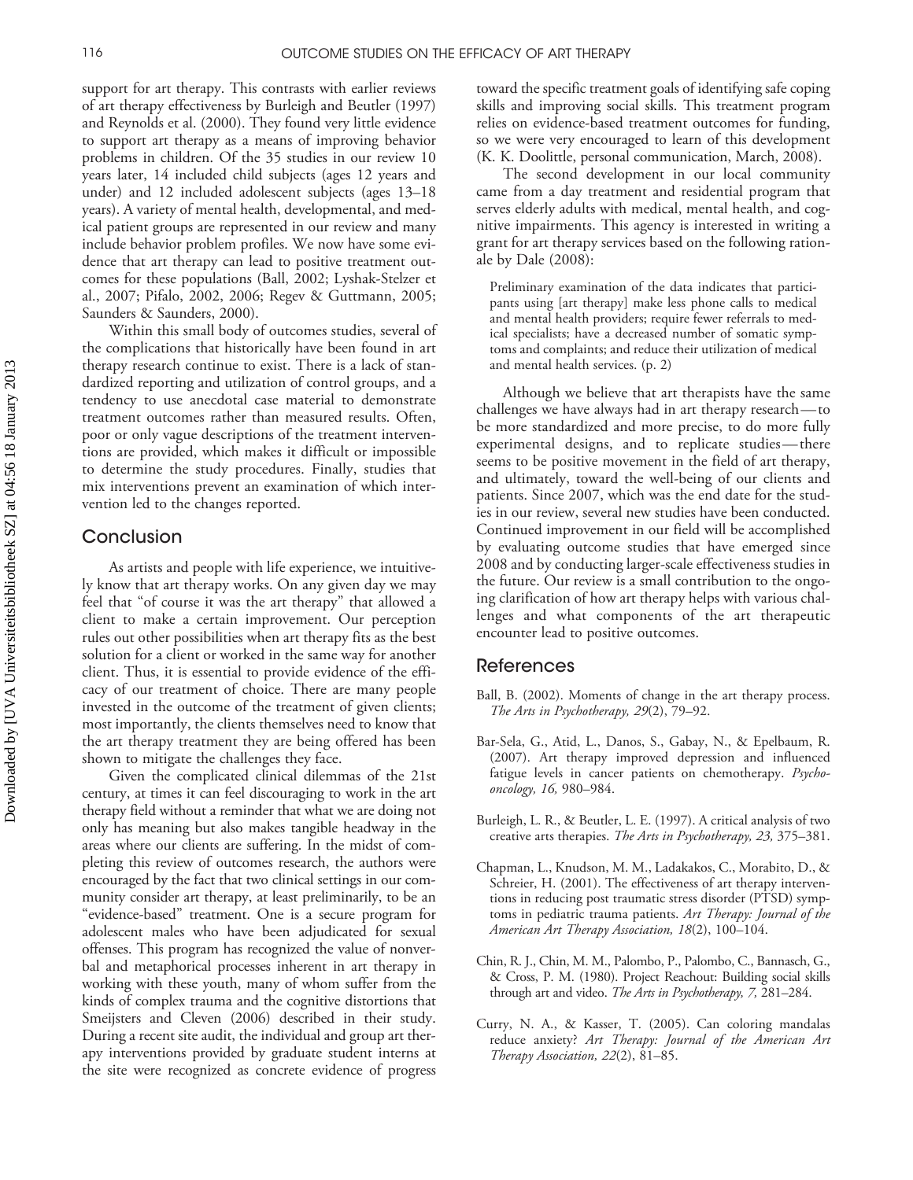support for art therapy. This contrasts with earlier reviews of art therapy effectiveness by Burleigh and Beutler (1997) and Reynolds et al. (2000). They found very little evidence to support art therapy as a means of improving behavior problems in children. Of the 35 studies in our review 10 years later, 14 included child subjects (ages 12 years and under) and 12 included adolescent subjects (ages 13–18 years). A variety of mental health, developmental, and medical patient groups are represented in our review and many include behavior problem profiles. We now have some evidence that art therapy can lead to positive treatment outcomes for these populations (Ball, 2002; Lyshak-Stelzer et al., 2007; Pifalo, 2002, 2006; Regev & Guttmann, 2005; Saunders & Saunders, 2000).

Within this small body of outcomes studies, several of the complications that historically have been found in art therapy research continue to exist. There is a lack of standardized reporting and utilization of control groups, and a tendency to use anecdotal case material to demonstrate treatment outcomes rather than measured results. Often, poor or only vague descriptions of the treatment interventions are provided, which makes it difficult or impossible to determine the study procedures. Finally, studies that mix interventions prevent an examination of which intervention led to the changes reported.

## Conclusion

As artists and people with life experience, we intuitively know that art therapy works. On any given day we may feel that "of course it was the art therapy" that allowed a client to make a certain improvement. Our perception rules out other possibilities when art therapy fits as the best solution for a client or worked in the same way for another client. Thus, it is essential to provide evidence of the efficacy of our treatment of choice. There are many people invested in the outcome of the treatment of given clients; most importantly, the clients themselves need to know that the art therapy treatment they are being offered has been shown to mitigate the challenges they face.

Given the complicated clinical dilemmas of the 21st century, at times it can feel discouraging to work in the art therapy field without a reminder that what we are doing not only has meaning but also makes tangible headway in the areas where our clients are suffering. In the midst of completing this review of outcomes research, the authors were encouraged by the fact that two clinical settings in our community consider art therapy, at least preliminarily, to be an "evidence-based" treatment. One is a secure program for adolescent males who have been adjudicated for sexual offenses. This program has recognized the value of nonverbal and metaphorical processes inherent in art therapy in working with these youth, many of whom suffer from the kinds of complex trauma and the cognitive distortions that Smeijsters and Cleven (2006) described in their study. During a recent site audit, the individual and group art therapy interventions provided by graduate student interns at the site were recognized as concrete evidence of progress toward the specific treatment goals of identifying safe coping skills and improving social skills. This treatment program relies on evidence-based treatment outcomes for funding, so we were very encouraged to learn of this development (K. K. Doolittle, personal communication, March, 2008).

The second development in our local community came from a day treatment and residential program that serves elderly adults with medical, mental health, and cognitive impairments. This agency is interested in writing a grant for art therapy services based on the following rationale by Dale (2008):

> Preliminary examination of the data indicates that participants using [art therapy] make less phone calls to medical and mental health providers; require fewer referrals to medical specialists; have a decreased number of somatic symptoms and complaints; and reduce their utilization of medical and mental health services. (p. 2)

Although we believe that art therapists have the same challenges we have always had in art therapy research—to be more standardized and more precise, to do more fully experimental designs, and to replicate studies—there seems to be positive movement in the field of art therapy, and ultimately, toward the well-being of our clients and patients. Since 2007, which was the end date for the studies in our review, several new studies have been conducted. Continued improvement in our field will be accomplished by evaluating outcome studies that have emerged since 2008 and by conducting larger-scale effectiveness studies in the future. Our review is a small contribution to the ongoing clarification of how art therapy helps with various challenges and what components of the art therapeutic encounter lead to positive outcomes.

## References

Ball, B. (2002). Moments of change in the art therapy process. *The Arts in Psychotherapy, 29*(2), 79–92.

Bar-Sela, G., Atid, L., Danos, S., Gabay, N., & Epelbaum, R. (2007). Art therapy improved depression and influenced fatigue levels in cancer patients on chemotherapy. *Psycho-oncology, 16,* 980–984.

Burleigh, L. R., & Beutler, L. E. (1997). A critical analysis of two creative arts therapies. *The Arts in Psychotherapy, 23,* 375–381.

Chapman, L., Knudson, M. M., Ladakakos, C., Morabito, D., & Schreier, H. (2001). The effectiveness of art therapy interventions in reducing post traumatic stress disorder (PTSD) symptoms in pediatric trauma patients. *Art Therapy: Journal of the American Art Therapy Association, 18*(2), 100–104.

Chin, R. J., Chin, M. M., Palombo, P., Palombo, C., Bannasch, G., & Cross, P. M. (1980). Project Reachout: Building social skills through art and video. *The Arts in Psychotherapy, 7,* 281–284.

Curry, N. A., & Kasser, T. (2005). Can coloring mandalas reduce anxiety? *Art Therapy: Journal of the American Art Therapy Association, 22*(2), 81–85.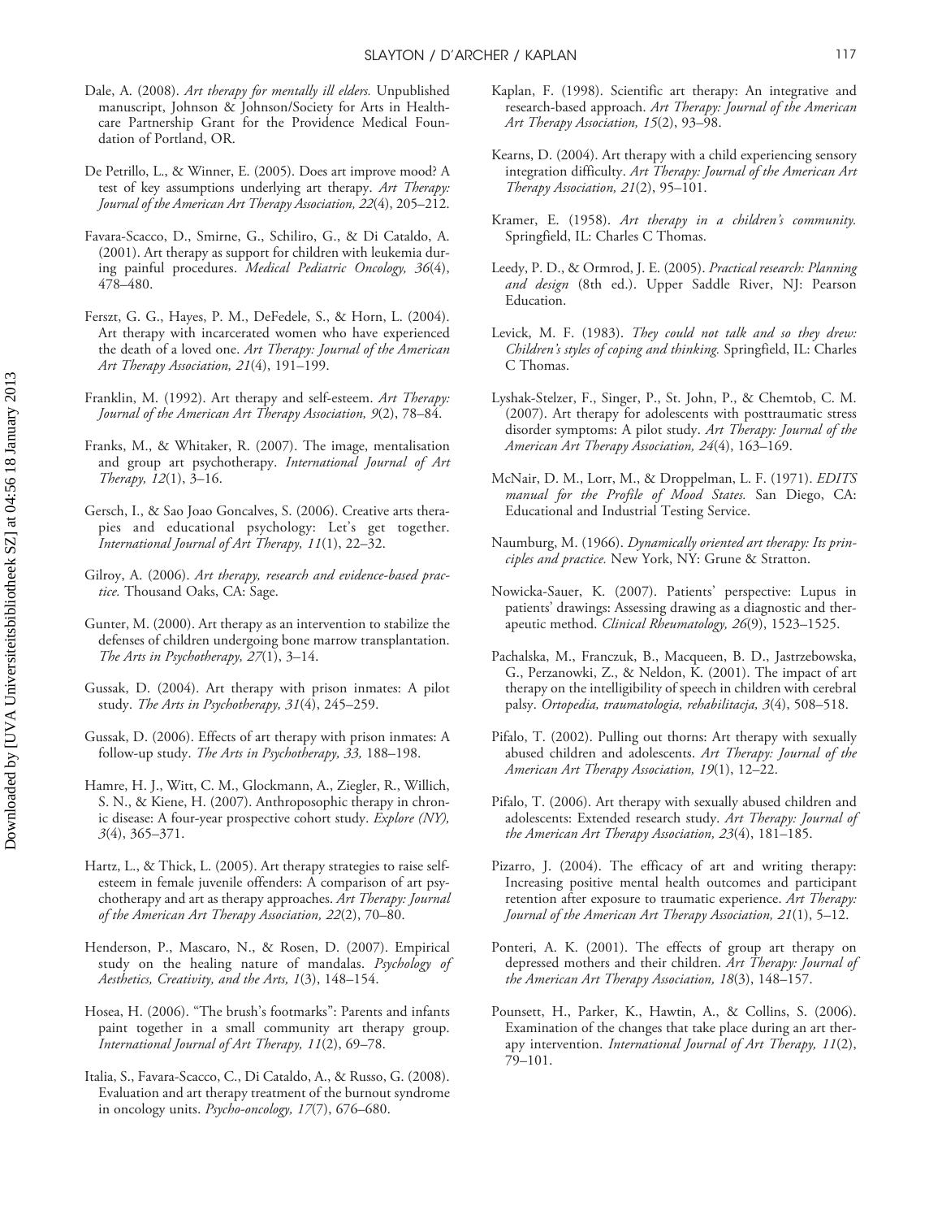Dale, A. (2008). *Art therapy for mentally ill elders.* Unpublished manuscript, Johnson & Johnson/Society for Arts in Healthcare Partnership Grant for the Providence Medical Foundation of Portland, OR.

De Petrillo, L., & Winner, E. (2005). Does art improve mood? A test of key assumptions underlying art therapy. *Art Therapy: Journal of the American Art Therapy Association, 22*(4), 205–212.

Favara-Scacco, D., Smirne, G., Schiliro, G., & Di Cataldo, A. (2001). Art therapy as support for children with leukemia during painful procedures. *Medical Pediatric Oncology, 36*(4), 478–480.

Ferszt, G. G., Hayes, P. M., DeFedele, S., & Horn, L. (2004). Art therapy with incarcerated women who have experienced the death of a loved one. *Art Therapy: Journal of the American Art Therapy Association, 21*(4), 191–199.

Franklin, M. (1992). Art therapy and self-esteem. *Art Therapy: Journal of the American Art Therapy Association, 9*(2), 78–84.

Franks, M., & Whitaker, R. (2007). The image, mentalisation and group art psychotherapy. *International Journal of Art Therapy, 12*(1), 3–16.

Gersch, I., & Sao Joao Goncalves, S. (2006). Creative arts therapies and educational psychology: Let's get together. *International Journal of Art Therapy, 11*(1), 22–32.

Gilroy, A. (2006). *Art therapy, research and evidence-based practice.* Thousand Oaks, CA: Sage.

Gunter, M. (2000). Art therapy as an intervention to stabilize the defenses of children undergoing bone marrow transplantation. *The Arts in Psychotherapy, 27*(1), 3–14.

Gussak, D. (2004). Art therapy with prison inmates: A pilot study. *The Arts in Psychotherapy, 31*(4), 245–259.

Gussak, D. (2006). Effects of art therapy with prison inmates: A follow-up study. *The Arts in Psychotherapy, 33,* 188–198.

Hamre, H. J., Witt, C. M., Glockmann, A., Ziegler, R., Willich, S. N., & Kiene, H. (2007). Anthroposophic therapy in chronic disease: A four-year prospective cohort study. *Explore (NY), 3*(4), 365–371.

Hartz, L., & Thick, L. (2005). Art therapy strategies to raise self-esteem in female juvenile offenders: A comparison of art psychotherapy and art as therapy approaches. *Art Therapy: Journal of the American Art Therapy Association, 22*(2), 70–80.

Henderson, P., Mascaro, N., & Rosen, D. (2007). Empirical study on the healing nature of mandalas. *Psychology of Aesthetics, Creativity, and the Arts, 1*(3), 148–154.

Hosea, H. (2006). "The brush's footmarks": Parents and infants paint together in a small community art therapy group. *International Journal of Art Therapy, 11*(2), 69–78.

Italia, S., Favara-Scacco, C., Di Cataldo, A., & Russo, G. (2008). Evaluation and art therapy treatment of the burnout syndrome in oncology units. *Psycho-oncology, 17*(7), 676–680.

Kaplan, F. (1998). Scientific art therapy: An integrative and research-based approach. *Art Therapy: Journal of the American Art Therapy Association, 15*(2), 93–98.

Kearns, D. (2004). Art therapy with a child experiencing sensory integration difficulty. *Art Therapy: Journal of the American Art Therapy Association, 21*(2), 95–101.

Kramer, E. (1958). *Art therapy in a children's community.* Springfield, IL: Charles C Thomas.

Leedy, P. D., & Ormrod, J. E. (2005). *Practical research: Planning and design* (8th ed.). Upper Saddle River, NJ: Pearson Education.

Levick, M. F. (1983). *They could not talk and so they drew: Children's styles of coping and thinking.* Springfield, IL: Charles C Thomas.

Lyshak-Stelzer, F., Singer, P., St. John, P., & Chemtob, C. M. (2007). Art therapy for adolescents with posttraumatic stress disorder symptoms: A pilot study. *Art Therapy: Journal of the American Art Therapy Association, 24*(4), 163–169.

McNair, D. M., Lorr, M., & Droppelman, L. F. (1971). *EDITS manual for the Profile of Mood States.* San Diego, CA: Educational and Industrial Testing Service.

Naumburg, M. (1966). *Dynamically oriented art therapy: Its principles and practice.* New York, NY: Grune & Stratton.

Nowicka-Sauer, K. (2007). Patients' perspective: Lupus in patients' drawings: Assessing drawing as a diagnostic and therapeutic method. *Clinical Rheumatology, 26*(9), 1523–1525.

Pachalska, M., Franczuk, B., Macqueen, B. D., Jastrzebowska, G., Perzanowki, Z., & Neldon, K. (2001). The impact of art therapy on the intelligibility of speech in children with cerebral palsy. *Ortopedia, traumatologia, rehabilitacja, 3*(4), 508–518.

Pifalo, T. (2002). Pulling out thorns: Art therapy with sexually abused children and adolescents. *Art Therapy: Journal of the American Art Therapy Association, 19*(1), 12–22.

Pifalo, T. (2006). Art therapy with sexually abused children and adolescents: Extended research study. *Art Therapy: Journal of the American Art Therapy Association, 23*(4), 181–185.

Pizarro, J. (2004). The efficacy of art and writing therapy: Increasing positive mental health outcomes and participant retention after exposure to traumatic experience. *Art Therapy: Journal of the American Art Therapy Association, 21*(1), 5–12.

Ponteri, A. K. (2001). The effects of group art therapy on depressed mothers and their children. *Art Therapy: Journal of the American Art Therapy Association, 18*(3), 148–157.

Pounsett, H., Parker, K., Hawtin, A., & Collins, S. (2006). Examination of the changes that take place during an art therapy intervention. *International Journal of Art Therapy, 11*(2), 79–101.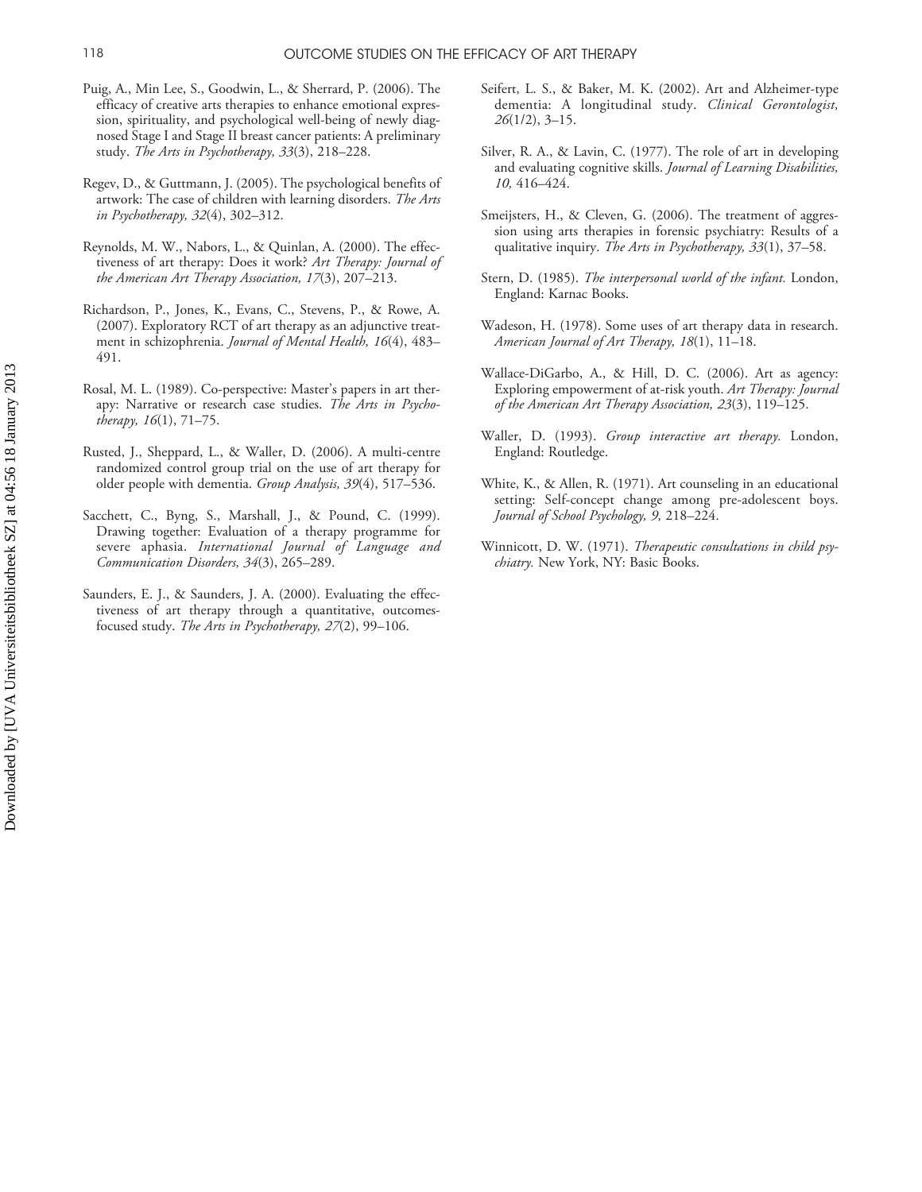Puig, A., Min Lee, S., Goodwin, L., & Sherrard, P. (2006). The efficacy of creative arts therapies to enhance emotional expression, spirituality, and psychological well-being of newly diagnosed Stage I and Stage II breast cancer patients: A preliminary study. *The Arts in Psychotherapy, 33*(3), 218–228.

Regev, D., & Guttmann, J. (2005). The psychological benefits of artwork: The case of children with learning disorders. *The Arts in Psychotherapy, 32*(4), 302–312.

Reynolds, M. W., Nabors, L., & Quinlan, A. (2000). The effectiveness of art therapy: Does it work? *Art Therapy: Journal of the American Art Therapy Association, 17*(3), 207–213.

Richardson, P., Jones, K., Evans, C., Stevens, P., & Rowe, A. (2007). Exploratory RCT of art therapy as an adjunctive treatment in schizophrenia. *Journal of Mental Health, 16*(4), 483–491.

Rosal, M. L. (1989). Co-perspective: Master's papers in art therapy: Narrative or research case studies. *The Arts in Psychotherapy, 16*(1), 71–75.

Rusted, J., Sheppard, L., & Waller, D. (2006). A multi-centre randomized control group trial on the use of art therapy for older people with dementia. *Group Analysis, 39*(4), 517–536.

Sacchett, C., Byng, S., Marshall, J., & Pound, C. (1999). Drawing together: Evaluation of a therapy programme for severe aphasia. *International Journal of Language and Communication Disorders, 34*(3), 265–289.

Saunders, E. J., & Saunders, J. A. (2000). Evaluating the effectiveness of art therapy through a quantitative, outcomes-focused study. *The Arts in Psychotherapy, 27*(2), 99–106.

Seifert, L. S., & Baker, M. K. (2002). Art and Alzheimer-type dementia: A longitudinal study. *Clinical Gerontologist, 26*(1/2), 3–15.

Silver, R. A., & Lavin, C. (1977). The role of art in developing and evaluating cognitive skills. *Journal of Learning Disabilities, 10,* 416–424.

Smeijsters, H., & Cleven, G. (2006). The treatment of aggression using arts therapies in forensic psychiatry: Results of a qualitative inquiry. *The Arts in Psychotherapy, 33*(1), 37–58.

Stern, D. (1985). *The interpersonal world of the infant.* London, England: Karnac Books.

Wadeson, H. (1978). Some uses of art therapy data in research. *American Journal of Art Therapy, 18*(1), 11–18.

Wallace-DiGarbo, A., & Hill, D. C. (2006). Art as agency: Exploring empowerment of at-risk youth. *Art Therapy: Journal of the American Art Therapy Association, 23*(3), 119–125.

Waller, D. (1993). *Group interactive art therapy.* London, England: Routledge.

White, K., & Allen, R. (1971). Art counseling in an educational setting: Self-concept change among pre-adolescent boys. *Journal of School Psychology, 9,* 218–224.

Winnicott, D. W. (1971). *Therapeutic consultations in child psychiatry.* New York, NY: Basic Books.